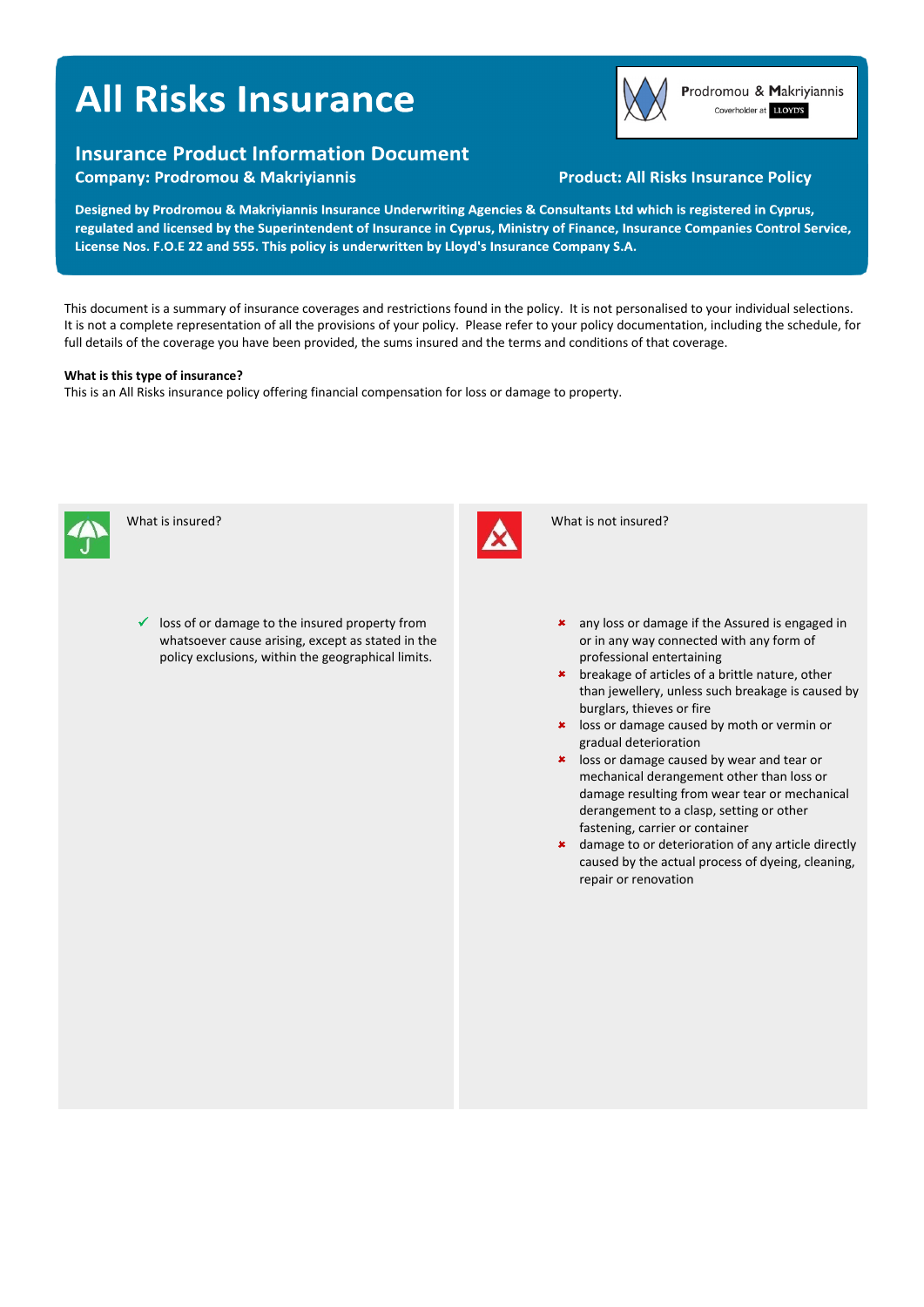# All Risks Insurance

## Insurance Product Information Document

**Company: Prodromou & Makriyiannis**

**Product: All Risks Insurance Policy**

Prodromou & Makriyiannis
Coverholder at LLOYD'S

**Designed by Prodromou & Makriyiannis Insurance Underwriting Agencies & Consultants Ltd which is registered in Cyprus, regulated and licensed by the Superintendent of Insurance in Cyprus, Ministry of Finance, Insurance Companies Control Service, License Nos. F.O.E 22 and 555. This policy is underwritten by Lloyd's Insurance Company S.A.**

This document is a summary of insurance coverages and restrictions found in the policy. It is not personalised to your individual selections. It is not a complete representation of all the provisions of your policy. Please refer to your policy documentation, including the schedule, for full details of the coverage you have been provided, the sums insured and the terms and conditions of that coverage.

**What is this type of insurance?**

This is an All Risks insurance policy offering financial compensation for loss or damage to property.

### What is insured?

- ✓ loss of or damage to the insured property from whatsoever cause arising, except as stated in the policy exclusions, within the geographical limits.

### What is not insured?

- ✗ any loss or damage if the Assured is engaged in or in any way connected with any form of professional entertaining
- ✗ breakage of articles of a brittle nature, other than jewellery, unless such breakage is caused by burglars, thieves or fire
- ✗ loss or damage caused by moth or vermin or gradual deterioration
- ✗ loss or damage caused by wear and tear or mechanical derangement other than loss or damage resulting from wear tear or mechanical derangement to a clasp, setting or other fastening, carrier or container
- ✗ damage to or deterioration of any article directly caused by the actual process of dyeing, cleaning, repair or renovation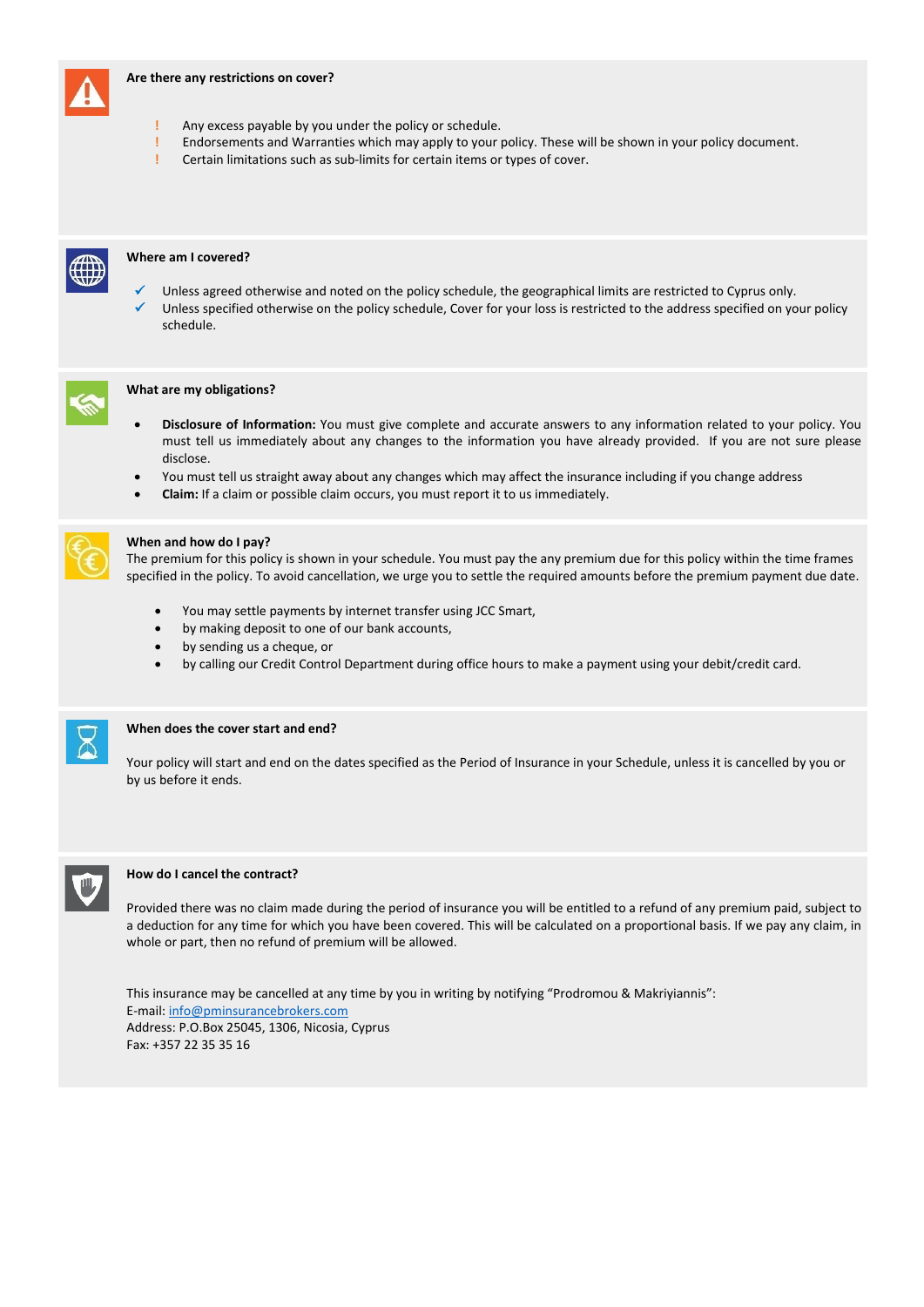### Are there any restrictions on cover?

- ! Any excess payable by you under the policy or schedule.
- ! Endorsements and Warranties which may apply to your policy. These will be shown in your policy document.
- ! Certain limitations such as sub-limits for certain items or types of cover.

### Where am I covered?

- ✓ Unless agreed otherwise and noted on the policy schedule, the geographical limits are restricted to Cyprus only.
- ✓ Unless specified otherwise on the policy schedule, Cover for your loss is restricted to the address specified on your policy schedule.

### What are my obligations?

- **Disclosure of Information:** You must give complete and accurate answers to any information related to your policy. You must tell us immediately about any changes to the information you have already provided. If you are not sure please disclose.
- You must tell us straight away about any changes which may affect the insurance including if you change address
- **Claim:** If a claim or possible claim occurs, you must report it to us immediately.

### When and how do I pay?

The premium for this policy is shown in your schedule. You must pay the any premium due for this policy within the time frames specified in the policy. To avoid cancellation, we urge you to settle the required amounts before the premium payment due date.

- You may settle payments by internet transfer using JCC Smart,
- by making deposit to one of our bank accounts,
- by sending us a cheque, or
- by calling our Credit Control Department during office hours to make a payment using your debit/credit card.

### When does the cover start and end?

Your policy will start and end on the dates specified as the Period of Insurance in your Schedule, unless it is cancelled by you or by us before it ends.

### How do I cancel the contract?

Provided there was no claim made during the period of insurance you will be entitled to a refund of any premium paid, subject to a deduction for any time for which you have been covered. This will be calculated on a proportional basis. If we pay any claim, in whole or part, then no refund of premium will be allowed.

This insurance may be cancelled at any time by you in writing by notifying "Prodromou & Makriyiannis":
E-mail: info@pminsurancebrokers.com
Address: P.O.Box 25045, 1306, Nicosia, Cyprus
Fax: +357 22 35 35 16